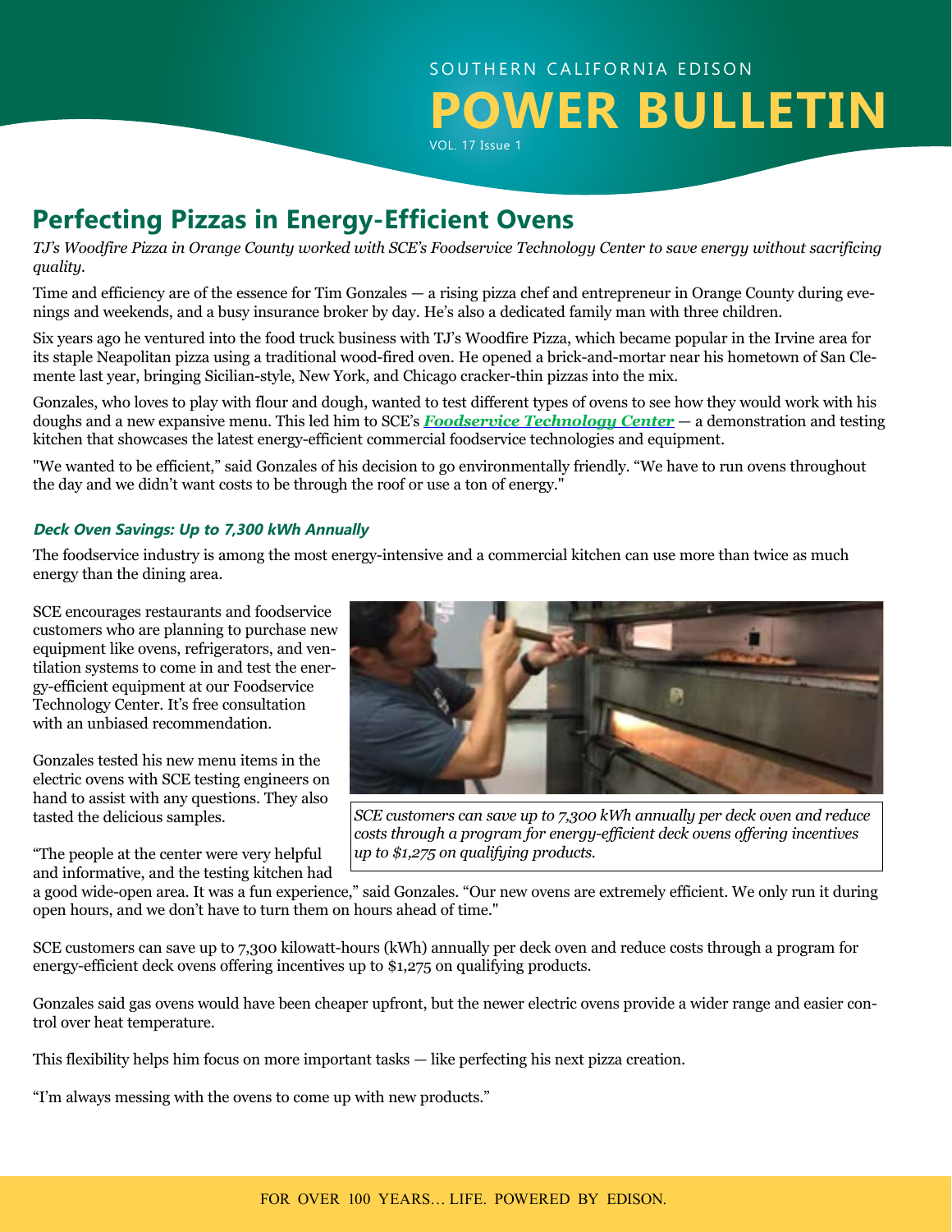SOUTHERN CALIFORNIA EDISON

# POWER BULLETIN

VOL. 17 Issue 1

## Perfecting Pizzas in Energy-Efficient Ovens

*TJ's Woodfire Pizza in Orange County worked with SCE's Foodservice Technology Center to save energy without sacrificing quality.*

Time and efficiency are of the essence for Tim Gonzales — a rising pizza chef and entrepreneur in Orange County during evenings and weekends, and a busy insurance broker by day. He's also a dedicated family man with three children.

Six years ago he ventured into the food truck business with TJ's Woodfire Pizza, which became popular in the Irvine area for its staple Neapolitan pizza using a traditional wood-fired oven. He opened a brick-and-mortar near his hometown of San Clemente last year, bringing Sicilian-style, New York, and Chicago cracker-thin pizzas into the mix.

Gonzales, who loves to play with flour and dough, wanted to test different types of ovens to see how they would work with his doughs and a new expansive menu. This led him to SCE's ***Foodservice Technology Center*** — a demonstration and testing kitchen that showcases the latest energy-efficient commercial foodservice technologies and equipment.

"We wanted to be efficient," said Gonzales of his decision to go environmentally friendly. "We have to run ovens throughout the day and we didn't want costs to be through the roof or use a ton of energy."

### *Deck Oven Savings: Up to 7,300 kWh Annually*

The foodservice industry is among the most energy-intensive and a commercial kitchen can use more than twice as much energy than the dining area.

SCE encourages restaurants and foodservice customers who are planning to purchase new equipment like ovens, refrigerators, and ventilation systems to come in and test the energy-efficient equipment at our Foodservice Technology Center. It's free consultation with an unbiased recommendation.

Gonzales tested his new menu items in the electric ovens with SCE testing engineers on hand to assist with any questions. They also tasted the delicious samples.

*SCE customers can save up to 7,300 kWh annually per deck oven and reduce costs through a program for energy-efficient deck ovens offering incentives up to $1,275 on qualifying products.*

"The people at the center were very helpful and informative, and the testing kitchen had a good wide-open area. It was a fun experience," said Gonzales. "Our new ovens are extremely efficient. We only run it during open hours, and we don't have to turn them on hours ahead of time."

SCE customers can save up to 7,300 kilowatt-hours (kWh) annually per deck oven and reduce costs through a program for energy-efficient deck ovens offering incentives up to $1,275 on qualifying products.

Gonzales said gas ovens would have been cheaper upfront, but the newer electric ovens provide a wider range and easier control over heat temperature.

This flexibility helps him focus on more important tasks — like perfecting his next pizza creation.

"I'm always messing with the ovens to come up with new products."

FOR OVER 100 YEARS... LIFE. POWERED BY EDISON.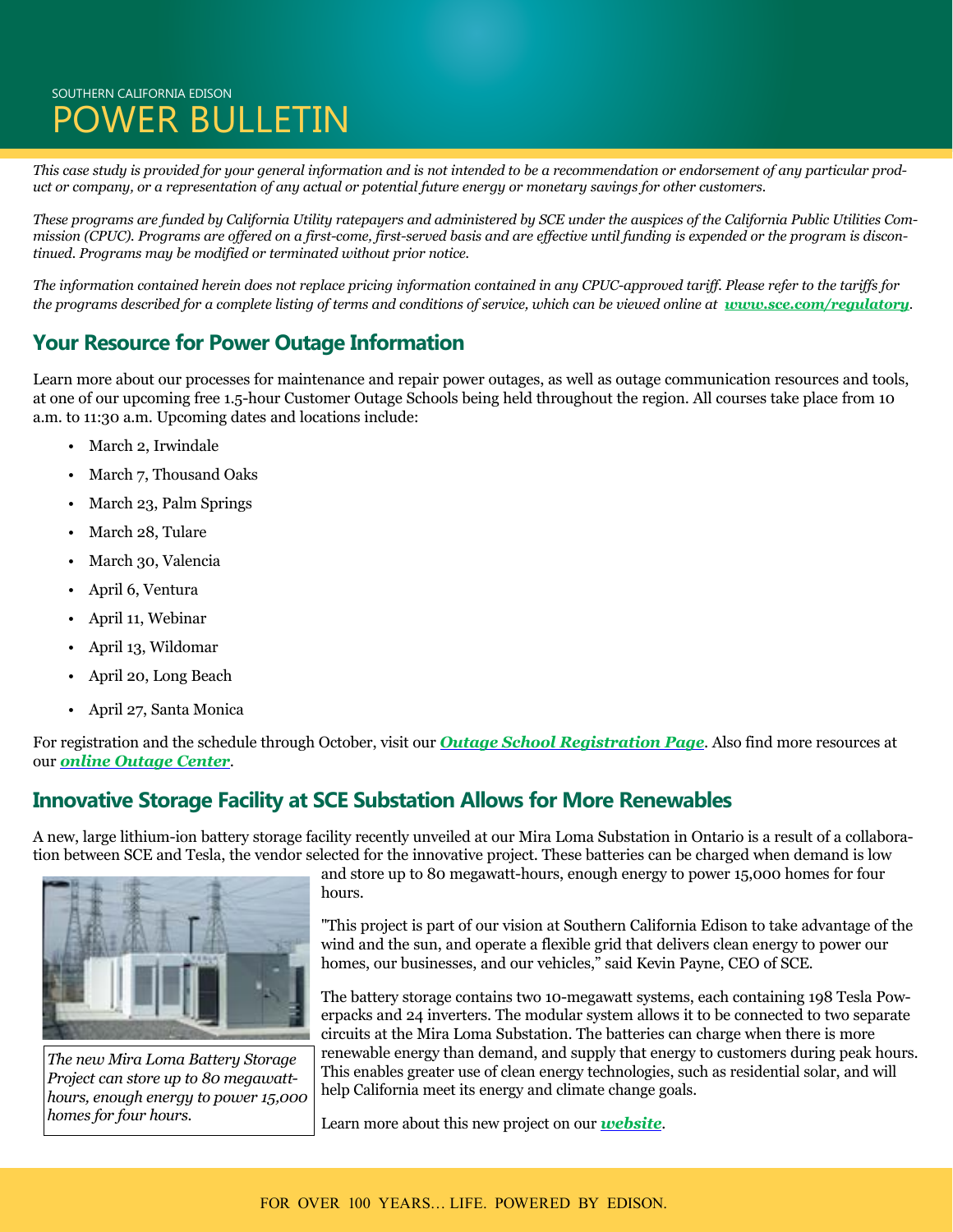SOUTHERN CALIFORNIA EDISON

# POWER BULLETIN

*This case study is provided for your general information and is not intended to be a recommendation or endorsement of any particular product or company, or a representation of any actual or potential future energy or monetary savings for other customers.*

*These programs are funded by California Utility ratepayers and administered by SCE under the auspices of the California Public Utilities Commission (CPUC). Programs are offered on a first-come, first-served basis and are effective until funding is expended or the program is discontinued. Programs may be modified or terminated without prior notice.*

*The information contained herein does not replace pricing information contained in any CPUC-approved tariff. Please refer to the tariffs for the programs described for a complete listing of terms and conditions of service, which can be viewed online at* ***www.sce.com/regulatory***.

## Your Resource for Power Outage Information

Learn more about our processes for maintenance and repair power outages, as well as outage communication resources and tools, at one of our upcoming free 1.5-hour Customer Outage Schools being held throughout the region. All courses take place from 10 a.m. to 11:30 a.m. Upcoming dates and locations include:

- March 2, Irwindale
- March 7, Thousand Oaks
- March 23, Palm Springs
- March 28, Tulare
- March 30, Valencia
- April 6, Ventura
- April 11, Webinar
- April 13, Wildomar
- April 20, Long Beach
- April 27, Santa Monica

For registration and the schedule through October, visit our ***Outage School Registration Page***. Also find more resources at our ***online Outage Center***.

## Innovative Storage Facility at SCE Substation Allows for More Renewables

A new, large lithium-ion battery storage facility recently unveiled at our Mira Loma Substation in Ontario is a result of a collaboration between SCE and Tesla, the vendor selected for the innovative project. These batteries can be charged when demand is low and store up to 80 megawatt-hours, enough energy to power 15,000 homes for four hours.

*The new Mira Loma Battery Storage Project can store up to 80 megawatt-hours, enough energy to power 15,000 homes for four hours.*

"This project is part of our vision at Southern California Edison to take advantage of the wind and the sun, and operate a flexible grid that delivers clean energy to power our homes, our businesses, and our vehicles," said Kevin Payne, CEO of SCE.

The battery storage contains two 10-megawatt systems, each containing 198 Tesla Powerpacks and 24 inverters. The modular system allows it to be connected to two separate circuits at the Mira Loma Substation. The batteries can charge when there is more renewable energy than demand, and supply that energy to customers during peak hours. This enables greater use of clean energy technologies, such as residential solar, and will help California meet its energy and climate change goals.

Learn more about this new project on our ***website***.

FOR OVER 100 YEARS... LIFE. POWERED BY EDISON.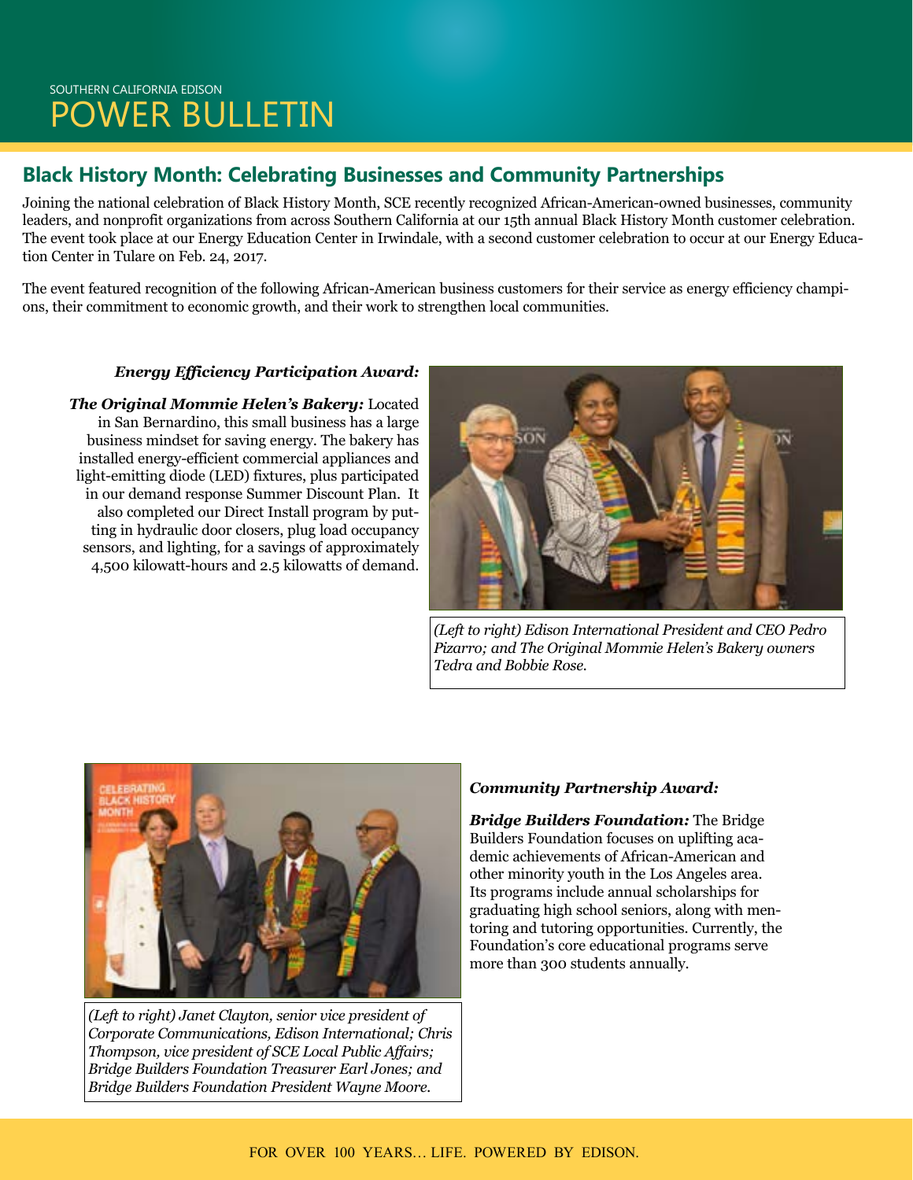# SOUTHERN CALIFORNIA EDISON POWER BULLETIN

## Black History Month: Celebrating Businesses and Community Partnerships

Joining the national celebration of Black History Month, SCE recently recognized African-American-owned businesses, community leaders, and nonprofit organizations from across Southern California at our 15th annual Black History Month customer celebration. The event took place at our Energy Education Center in Irwindale, with a second customer celebration to occur at our Energy Education Center in Tulare on Feb. 24, 2017.

The event featured recognition of the following African-American business customers for their service as energy efficiency champions, their commitment to economic growth, and their work to strengthen local communities.

***Energy Efficiency Participation Award:***

***The Original Mommie Helen's Bakery:*** Located in San Bernardino, this small business has a large business mindset for saving energy. The bakery has installed energy-efficient commercial appliances and light-emitting diode (LED) fixtures, plus participated in our demand response Summer Discount Plan. It also completed our Direct Install program by putting in hydraulic door closers, plug load occupancy sensors, and lighting, for a savings of approximately 4,500 kilowatt-hours and 2.5 kilowatts of demand.

*(Left to right) Edison International President and CEO Pedro Pizarro; and The Original Mommie Helen's Bakery owners Tedra and Bobbie Rose.*

***Community Partnership Award:***

***Bridge Builders Foundation:*** The Bridge Builders Foundation focuses on uplifting academic achievements of African-American and other minority youth in the Los Angeles area. Its programs include annual scholarships for graduating high school seniors, along with mentoring and tutoring opportunities. Currently, the Foundation's core educational programs serve more than 300 students annually.

*(Left to right) Janet Clayton, senior vice president of Corporate Communications, Edison International; Chris Thompson, vice president of SCE Local Public Affairs; Bridge Builders Foundation Treasurer Earl Jones; and Bridge Builders Foundation President Wayne Moore.*

FOR OVER 100 YEARS... LIFE. POWERED BY EDISON.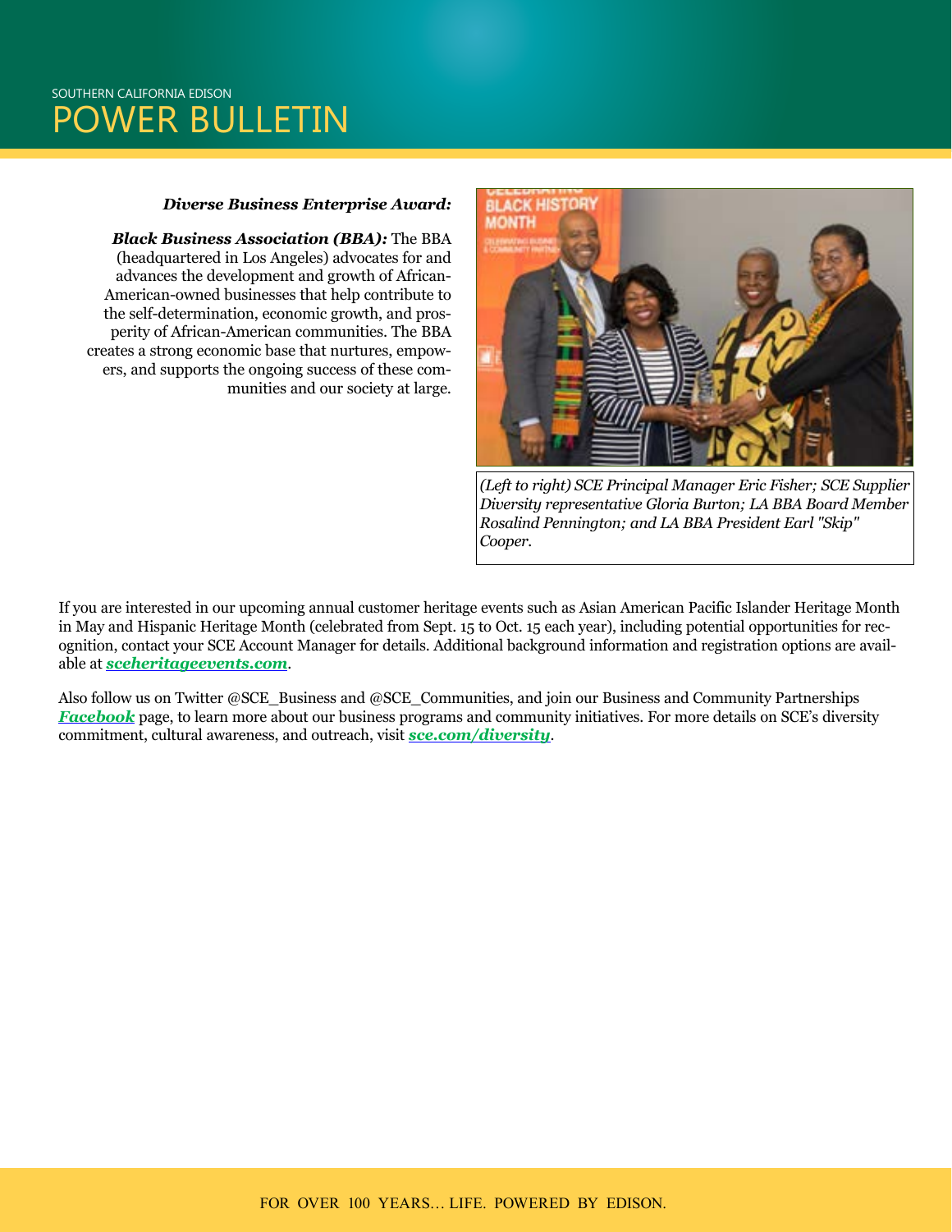***Diverse Business Enterprise Award:***

***Black Business Association (BBA):*** The BBA (headquartered in Los Angeles) advocates for and advances the development and growth of African-American-owned businesses that help contribute to the self-determination, economic growth, and prosperity of African-American communities. The BBA creates a strong economic base that nurtures, empowers, and supports the ongoing success of these communities and our society at large.

*(Left to right) SCE Principal Manager Eric Fisher; SCE Supplier Diversity representative Gloria Burton; LA BBA Board Member Rosalind Pennington; and LA BBA President Earl "Skip" Cooper.*

If you are interested in our upcoming annual customer heritage events such as Asian American Pacific Islander Heritage Month in May and Hispanic Heritage Month (celebrated from Sept. 15 to Oct. 15 each year), including potential opportunities for recognition, contact your SCE Account Manager for details. Additional background information and registration options are available at ***sceheritageevents.com***.

Also follow us on Twitter @SCE_Business and @SCE_Communities, and join our Business and Community Partnerships ***Facebook*** page, to learn more about our business programs and community initiatives. For more details on SCE's diversity commitment, cultural awareness, and outreach, visit ***sce.com/diversity***.